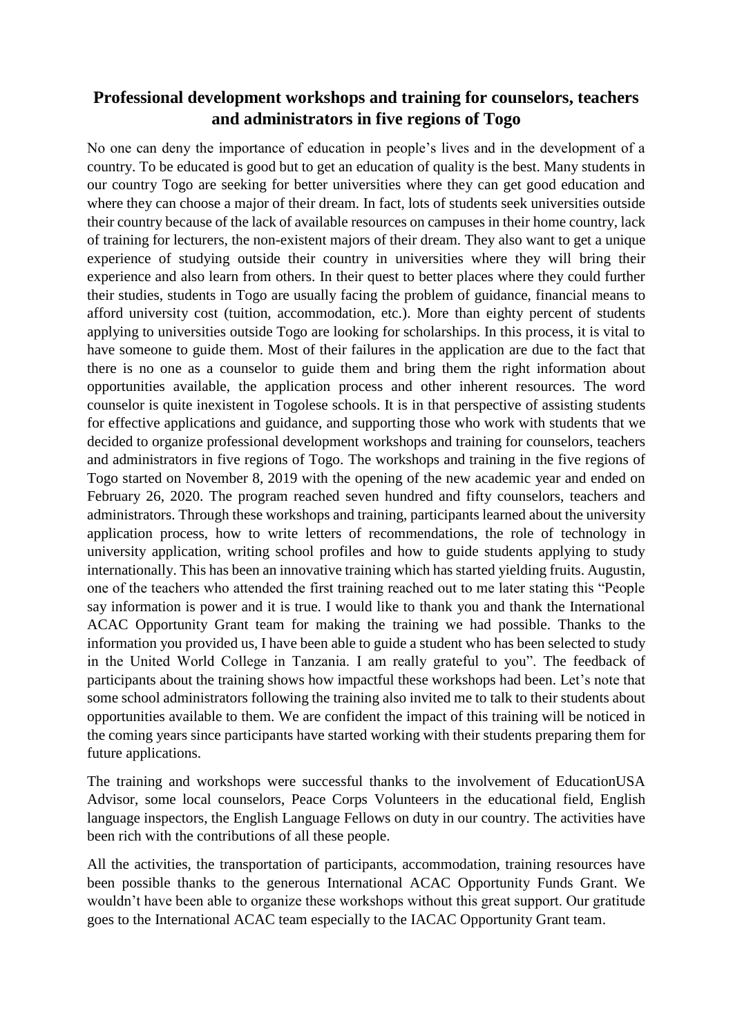# Professional development workshops and training for counselors, teachers and administrators in five regions of Togo

No one can deny the importance of education in people's lives and in the development of a country. To be educated is good but to get an education of quality is the best. Many students in our country Togo are seeking for better universities where they can get good education and where they can choose a major of their dream. In fact, lots of students seek universities outside their country because of the lack of available resources on campuses in their home country, lack of training for lecturers, the non-existent majors of their dream. They also want to get a unique experience of studying outside their country in universities where they will bring their experience and also learn from others. In their quest to better places where they could further their studies, students in Togo are usually facing the problem of guidance, financial means to afford university cost (tuition, accommodation, etc.). More than eighty percent of students applying to universities outside Togo are looking for scholarships. In this process, it is vital to have someone to guide them. Most of their failures in the application are due to the fact that there is no one as a counselor to guide them and bring them the right information about opportunities available, the application process and other inherent resources. The word counselor is quite inexistent in Togolese schools. It is in that perspective of assisting students for effective applications and guidance, and supporting those who work with students that we decided to organize professional development workshops and training for counselors, teachers and administrators in five regions of Togo. The workshops and training in the five regions of Togo started on November 8, 2019 with the opening of the new academic year and ended on February 26, 2020. The program reached seven hundred and fifty counselors, teachers and administrators. Through these workshops and training, participants learned about the university application process, how to write letters of recommendations, the role of technology in university application, writing school profiles and how to guide students applying to study internationally. This has been an innovative training which has started yielding fruits. Augustin, one of the teachers who attended the first training reached out to me later stating this "People say information is power and it is true. I would like to thank you and thank the International ACAC Opportunity Grant team for making the training we had possible. Thanks to the information you provided us, I have been able to guide a student who has been selected to study in the United World College in Tanzania. I am really grateful to you". The feedback of participants about the training shows how impactful these workshops had been. Let's note that some school administrators following the training also invited me to talk to their students about opportunities available to them. We are confident the impact of this training will be noticed in the coming years since participants have started working with their students preparing them for future applications.

The training and workshops were successful thanks to the involvement of EducationUSA Advisor, some local counselors, Peace Corps Volunteers in the educational field, English language inspectors, the English Language Fellows on duty in our country. The activities have been rich with the contributions of all these people.

All the activities, the transportation of participants, accommodation, training resources have been possible thanks to the generous International ACAC Opportunity Funds Grant. We wouldn't have been able to organize these workshops without this great support. Our gratitude goes to the International ACAC team especially to the IACAC Opportunity Grant team.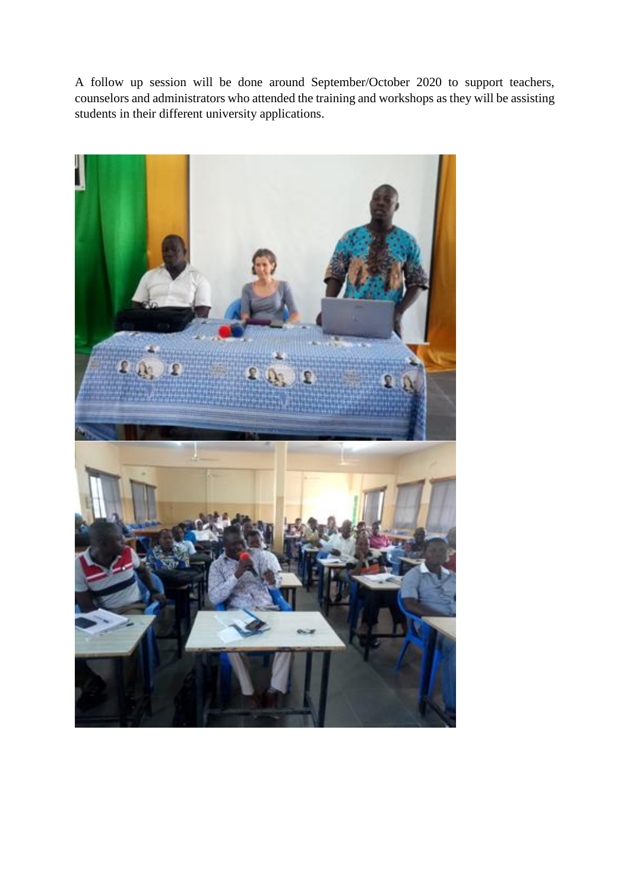A follow up session will be done around September/October 2020 to support teachers, counselors and administrators who attended the training and workshops as they will be assisting students in their different university applications.